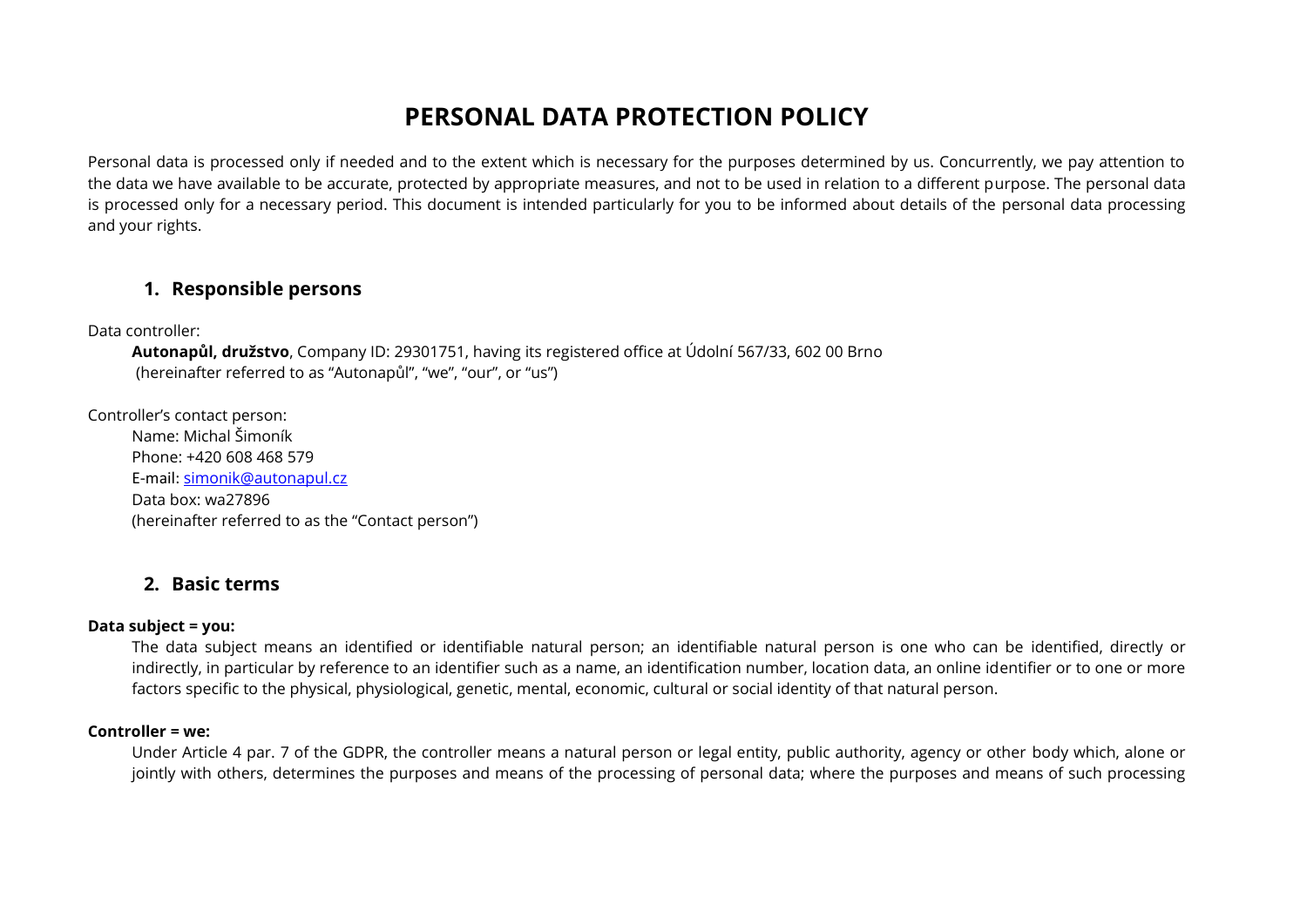# PERSONAL DATA PROTECTION POLICY

Personal data is processed only if needed and to the extent which is necessary for the purposes determined by us. Concurrently, we pay attention to the data we have available to be accurate, protected by appropriate measures, and not to be used in relation to a different purpose. The personal data is processed only for a necessary period. This document is intended particularly for you to be informed about details of the personal data processing and your rights.

## 1. Responsible persons

Data controller:

**Autonapůl, družstvo**, Company ID: 29301751, having its registered office at Údolní 567/33, 602 00 Brno
(hereinafter referred to as "Autonapůl", "we", "our", or "us")

Controller's contact person:

Name: Michal Šimoník
Phone: +420 608 468 579
E-mail: simonik@autonapul.cz
Data box: wa27896
(hereinafter referred to as the "Contact person")

## 2. Basic terms

**Data subject = you:**

The data subject means an identified or identifiable natural person; an identifiable natural person is one who can be identified, directly or indirectly, in particular by reference to an identifier such as a name, an identification number, location data, an online identifier or to one or more factors specific to the physical, physiological, genetic, mental, economic, cultural or social identity of that natural person.

**Controller = we:**

Under Article 4 par. 7 of the GDPR, the controller means a natural person or legal entity, public authority, agency or other body which, alone or jointly with others, determines the purposes and means of the processing of personal data; where the purposes and means of such processing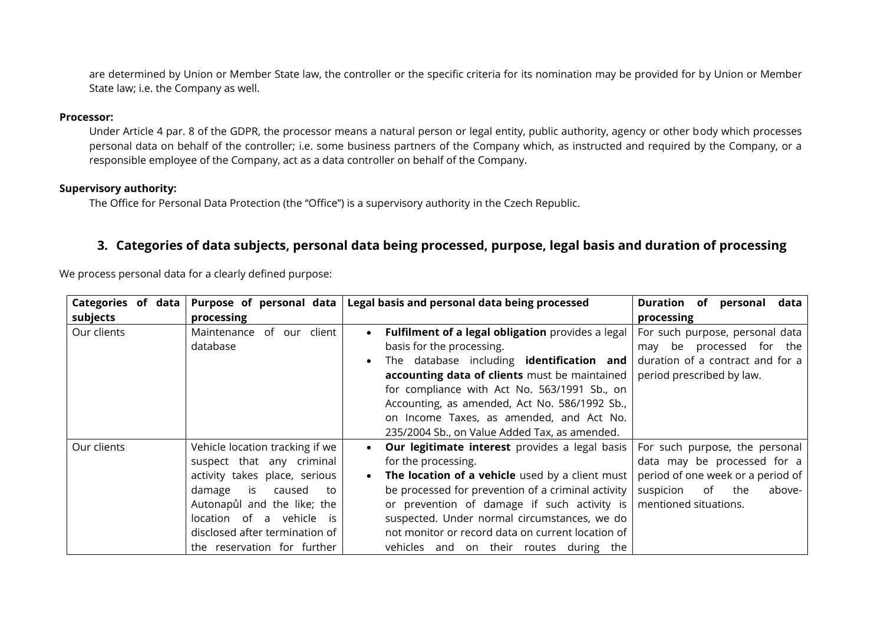are determined by Union or Member State law, the controller or the specific criteria for its nomination may be provided for by Union or Member State law; i.e. the Company as well.

**Processor:**

Under Article 4 par. 8 of the GDPR, the processor means a natural person or legal entity, public authority, agency or other body which processes personal data on behalf of the controller; i.e. some business partners of the Company which, as instructed and required by the Company, or a responsible employee of the Company, act as a data controller on behalf of the Company.

**Supervisory authority:**

The Office for Personal Data Protection (the "Office") is a supervisory authority in the Czech Republic.

## 3. Categories of data subjects, personal data being processed, purpose, legal basis and duration of processing

We process personal data for a clearly defined purpose:

| Categories of data subjects | Purpose of personal data processing | Legal basis and personal data being processed | Duration of personal data processing |
|---|---|---|---|
| Our clients | Maintenance of our client database | • **Fulfilment of a legal obligation** provides a legal basis for the processing.<br>• The database including **identification and accounting data of clients** must be maintained for compliance with Act No. 563/1991 Sb., on Accounting, as amended, Act No. 586/1992 Sb., on Income Taxes, as amended, and Act No. 235/2004 Sb., on Value Added Tax, as amended. | For such purpose, personal data may be processed for the duration of a contract and for a period prescribed by law. |
| Our clients | Vehicle location tracking if we suspect that any criminal activity takes place, serious damage is caused to Autonapůl and the like; the location of a vehicle is disclosed after termination of the reservation for further | • **Our legitimate interest** provides a legal basis for the processing.<br>• **The location of a vehicle** used by a client must be processed for prevention of a criminal activity or prevention of damage if such activity is suspected. Under normal circumstances, we do not monitor or record data on current location of vehicles and on their routes during the | For such purpose, the personal data may be processed for a period of one week or a period of suspicion of the above-mentioned situations. |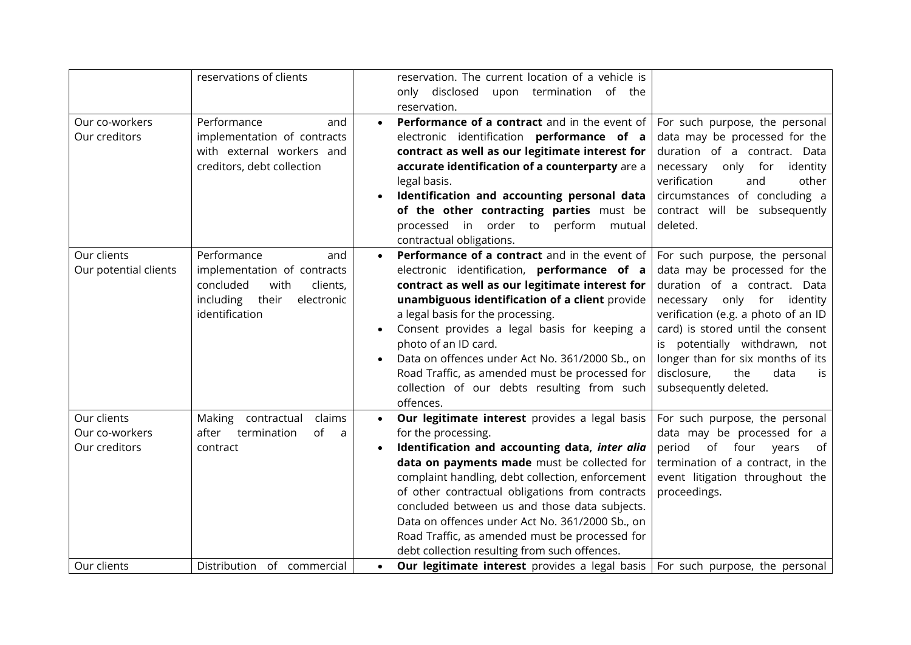| | | | |
|---|---|---|---|
| | reservations of clients | reservation. The current location of a vehicle is only disclosed upon termination of the reservation. | |
| Our co-workers<br>Our creditors | Performance and implementation of contracts with external workers and creditors, debt collection | • **Performance of a contract** and in the event of electronic identification **performance of a contract as well as our legitimate interest for accurate identification of a counterparty** are a legal basis.<br>• **Identification and accounting personal data of the other contracting parties** must be processed in order to perform mutual contractual obligations. | For such purpose, the personal data may be processed for the duration of a contract. Data necessary only for identity verification and other circumstances of concluding a contract will be subsequently deleted. |
| Our clients<br>Our potential clients | Performance and implementation of contracts concluded with clients, including their electronic identification | • **Performance of a contract** and in the event of electronic identification, **performance of a contract as well as our legitimate interest for unambiguous identification of a client** provide a legal basis for the processing.<br>• Consent provides a legal basis for keeping a photo of an ID card.<br>• Data on offences under Act No. 361/2000 Sb., on Road Traffic, as amended must be processed for collection of our debts resulting from such offences. | For such purpose, the personal data may be processed for the duration of a contract. Data necessary only for identity verification (e.g. a photo of an ID card) is stored until the consent is potentially withdrawn, not longer than for six months of its disclosure, the data is subsequently deleted. |
| Our clients<br>Our co-workers<br>Our creditors | Making contractual claims after termination of a contract | • **Our legitimate interest** provides a legal basis for the processing.<br>• **Identification and accounting data, *inter alia* data on payments made** must be collected for complaint handling, debt collection, enforcement of other contractual obligations from contracts concluded between us and those data subjects. Data on offences under Act No. 361/2000 Sb., on Road Traffic, as amended must be processed for debt collection resulting from such offences. | For such purpose, the personal data may be processed for a period of four years of termination of a contract, in the event litigation throughout the proceedings. |
| Our clients | Distribution of commercial | • **Our legitimate interest** provides a legal basis | For such purpose, the personal |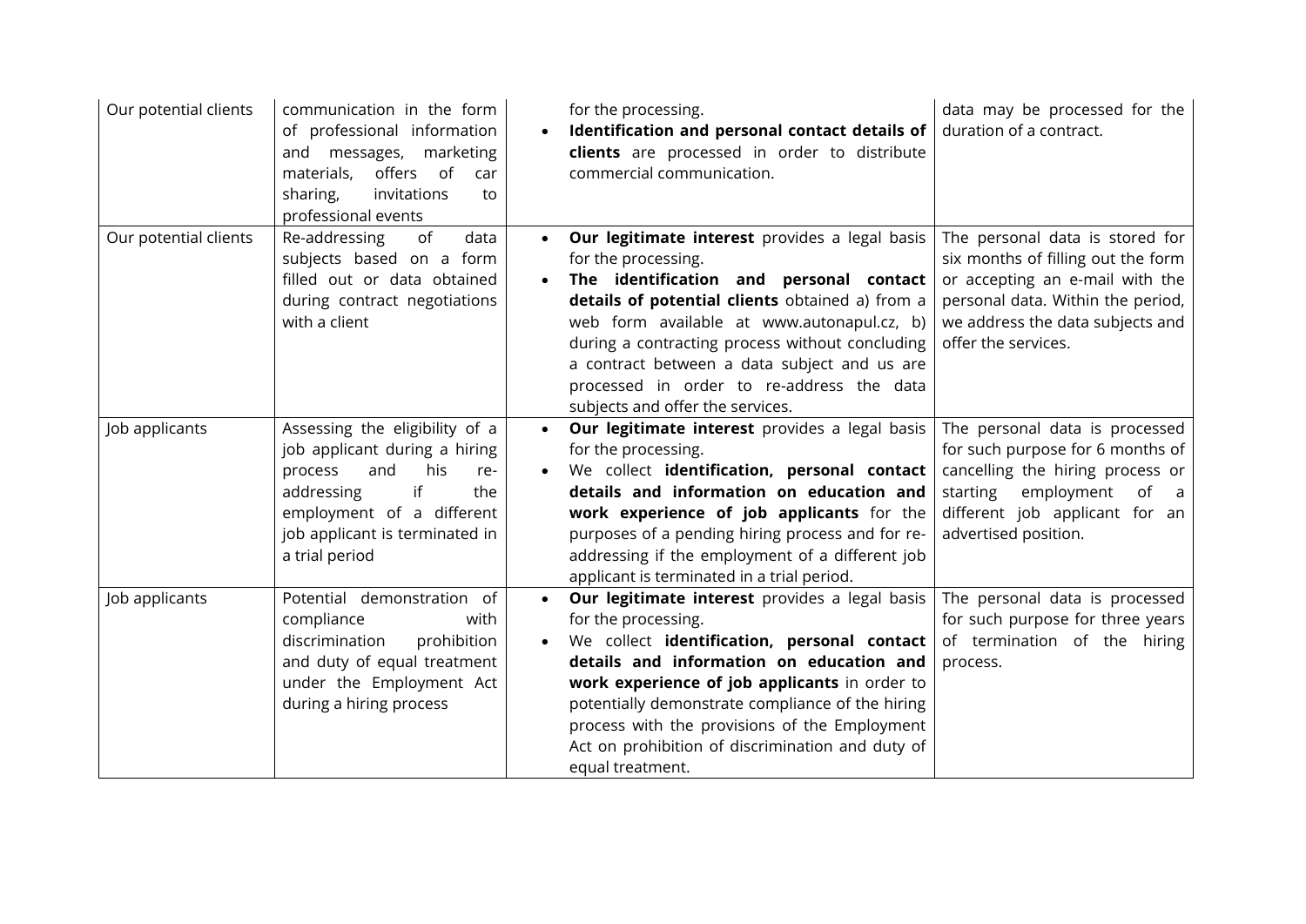| | | | |
|---|---|---|---|
| Our potential clients | communication in the form of professional information and messages, marketing materials, offers of car sharing, invitations to professional events | for the processing.<br>• **Identification and personal contact details of clients** are processed in order to distribute commercial communication. | data may be processed for the duration of a contract. |
| Our potential clients | Re-addressing of data subjects based on a form filled out or data obtained during contract negotiations with a client | • **Our legitimate interest** provides a legal basis for the processing.<br>• **The identification and personal contact details of potential clients** obtained a) from a web form available at www.autonapul.cz, b) during a contracting process without concluding a contract between a data subject and us are processed in order to re-address the data subjects and offer the services. | The personal data is stored for six months of filling out the form or accepting an e-mail with the personal data. Within the period, we address the data subjects and offer the services. |
| Job applicants | Assessing the eligibility of a job applicant during a hiring process and his re-addressing if the employment of a different job applicant is terminated in a trial period | • **Our legitimate interest** provides a legal basis for the processing.<br>• We collect **identification, personal contact details and information on education and work experience of job applicants** for the purposes of a pending hiring process and for re-addressing if the employment of a different job applicant is terminated in a trial period. | The personal data is processed for such purpose for 6 months of cancelling the hiring process or starting employment of a different job applicant for an advertised position. |
| Job applicants | Potential demonstration of compliance with discrimination prohibition and duty of equal treatment under the Employment Act during a hiring process | • **Our legitimate interest** provides a legal basis for the processing.<br>• We collect **identification, personal contact details and information on education and work experience of job applicants** in order to potentially demonstrate compliance of the hiring process with the provisions of the Employment Act on prohibition of discrimination and duty of equal treatment. | The personal data is processed for such purpose for three years of termination of the hiring process. |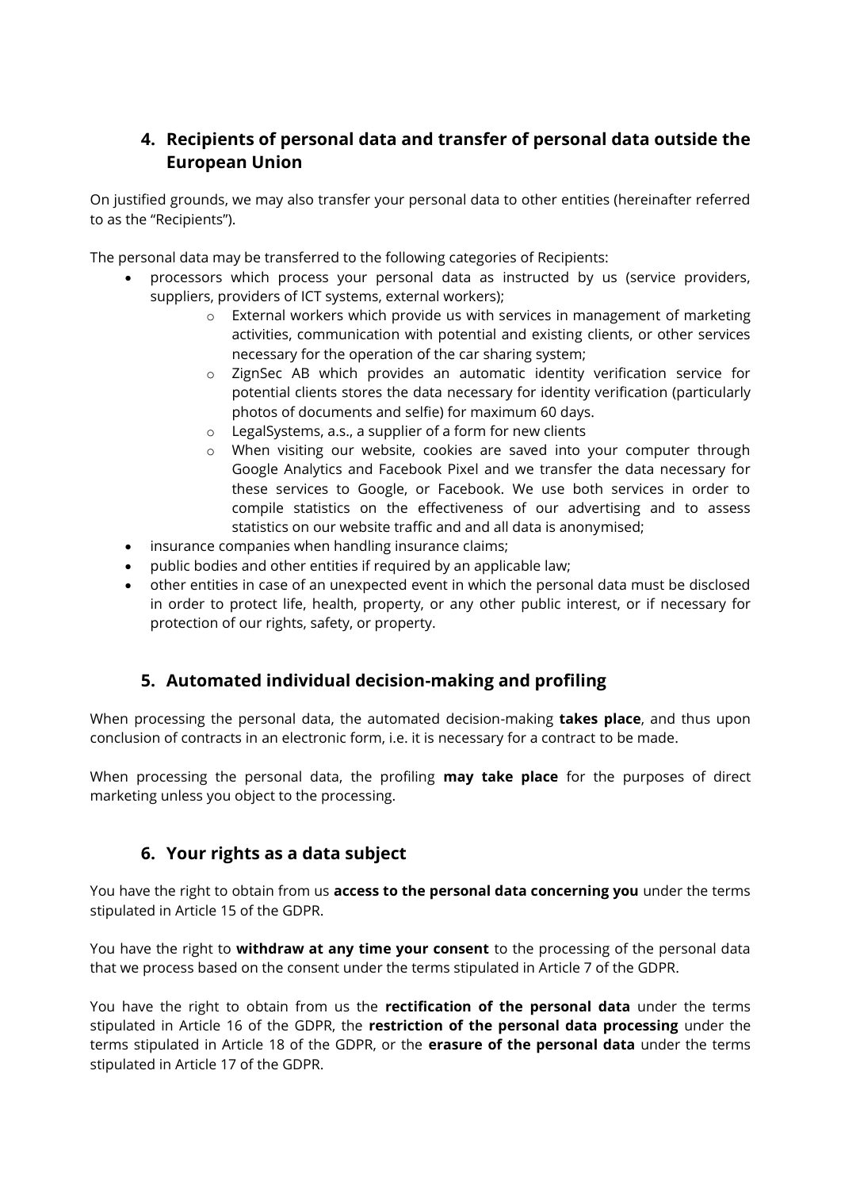## 4. Recipients of personal data and transfer of personal data outside the European Union

On justified grounds, we may also transfer your personal data to other entities (hereinafter referred to as the "Recipients").

The personal data may be transferred to the following categories of Recipients:

- processors which process your personal data as instructed by us (service providers, suppliers, providers of ICT systems, external workers);
  - External workers which provide us with services in management of marketing activities, communication with potential and existing clients, or other services necessary for the operation of the car sharing system;
  - ZignSec AB which provides an automatic identity verification service for potential clients stores the data necessary for identity verification (particularly photos of documents and selfie) for maximum 60 days.
  - LegalSystems, a.s., a supplier of a form for new clients
  - When visiting our website, cookies are saved into your computer through Google Analytics and Facebook Pixel and we transfer the data necessary for these services to Google, or Facebook. We use both services in order to compile statistics on the effectiveness of our advertising and to assess statistics on our website traffic and and all data is anonymised;
- insurance companies when handling insurance claims;
- public bodies and other entities if required by an applicable law;
- other entities in case of an unexpected event in which the personal data must be disclosed in order to protect life, health, property, or any other public interest, or if necessary for protection of our rights, safety, or property.

## 5. Automated individual decision-making and profiling

When processing the personal data, the automated decision-making **takes place**, and thus upon conclusion of contracts in an electronic form, i.e. it is necessary for a contract to be made.

When processing the personal data, the profiling **may take place** for the purposes of direct marketing unless you object to the processing.

## 6. Your rights as a data subject

You have the right to obtain from us **access to the personal data concerning you** under the terms stipulated in Article 15 of the GDPR.

You have the right to **withdraw at any time your consent** to the processing of the personal data that we process based on the consent under the terms stipulated in Article 7 of the GDPR.

You have the right to obtain from us the **rectification of the personal data** under the terms stipulated in Article 16 of the GDPR, the **restriction of the personal data processing** under the terms stipulated in Article 18 of the GDPR, or the **erasure of the personal data** under the terms stipulated in Article 17 of the GDPR.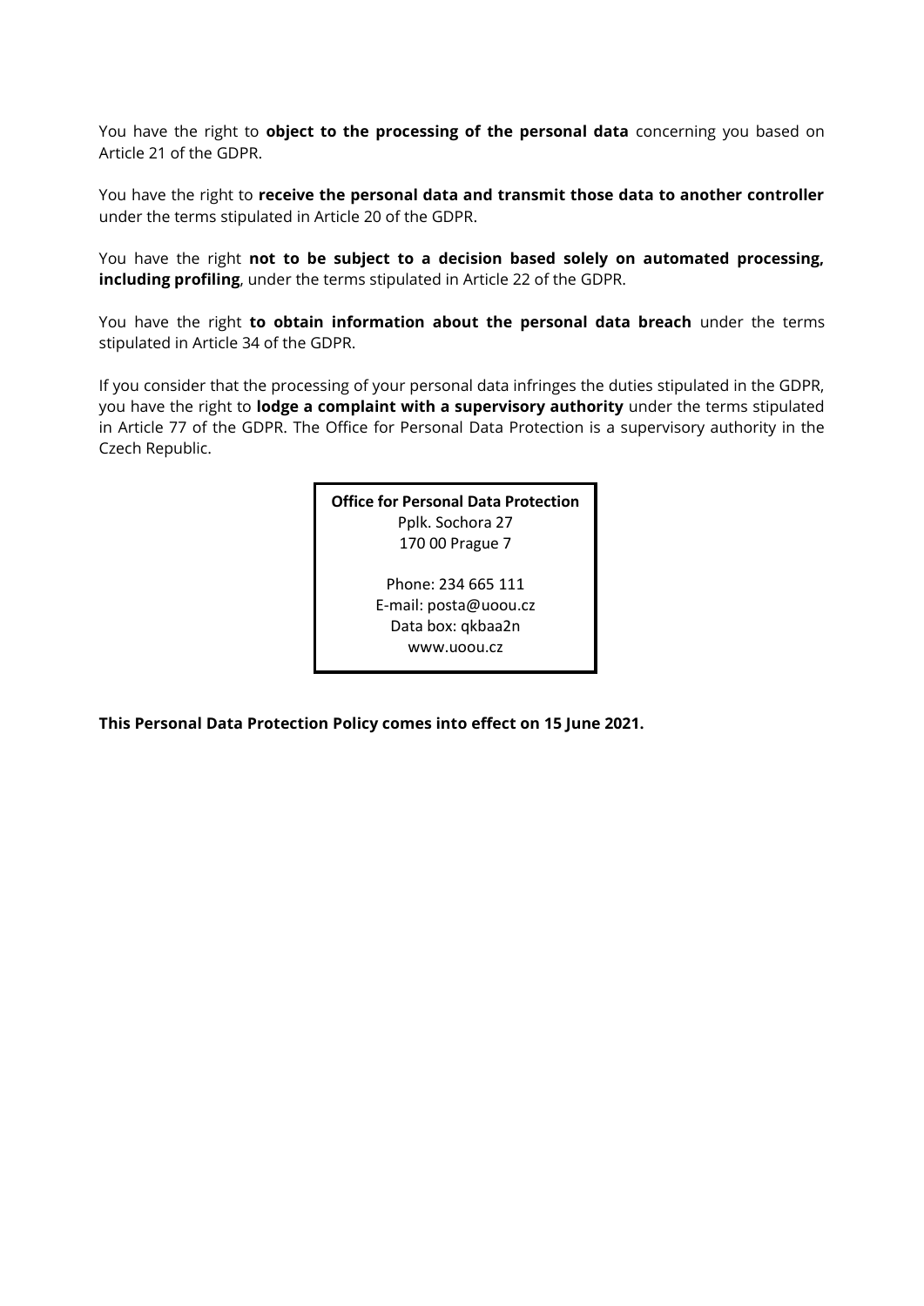You have the right to **object to the processing of the personal data** concerning you based on Article 21 of the GDPR.

You have the right to **receive the personal data and transmit those data to another controller** under the terms stipulated in Article 20 of the GDPR.

You have the right **not to be subject to a decision based solely on automated processing, including profiling**, under the terms stipulated in Article 22 of the GDPR.

You have the right **to obtain information about the personal data breach** under the terms stipulated in Article 34 of the GDPR.

If you consider that the processing of your personal data infringes the duties stipulated in the GDPR, you have the right to **lodge a complaint with a supervisory authority** under the terms stipulated in Article 77 of the GDPR. The Office for Personal Data Protection is a supervisory authority in the Czech Republic.

**Office for Personal Data Protection**
Pplk. Sochora 27
170 00 Prague 7

Phone: 234 665 111
E-mail: posta@uoou.cz
Data box: qkbaa2n
www.uoou.cz

**This Personal Data Protection Policy comes into effect on 15 June 2021.**